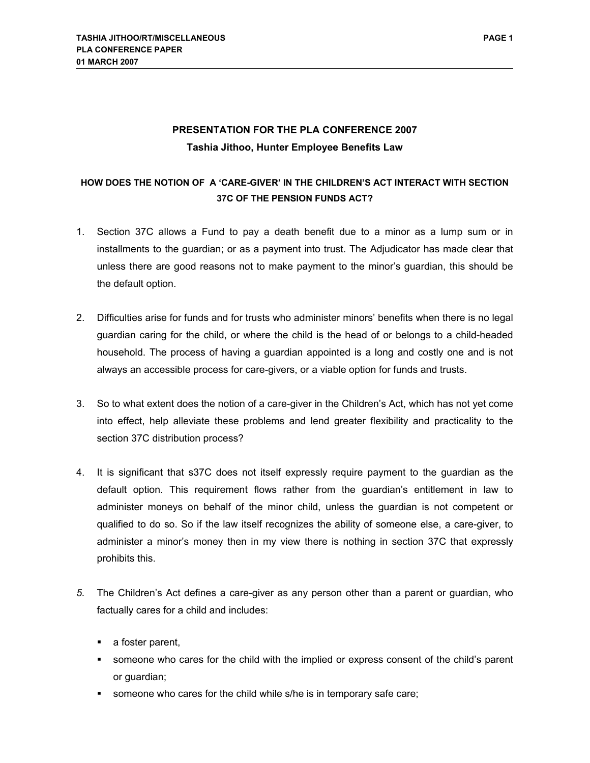# PRESENTATION FOR THE PLA CONFERENCE 2007

**Tashia Jithoo, Hunter Employee Benefits Law**

## HOW DOES THE NOTION OF A 'CARE-GIVER' IN THE CHILDREN'S ACT INTERACT WITH SECTION 37C OF THE PENSION FUNDS ACT?

1. Section 37C allows a Fund to pay a death benefit due to a minor as a lump sum or in installments to the guardian; or as a payment into trust. The Adjudicator has made clear that unless there are good reasons not to make payment to the minor's guardian, this should be the default option.

2. Difficulties arise for funds and for trusts who administer minors' benefits when there is no legal guardian caring for the child, or where the child is the head of or belongs to a child-headed household. The process of having a guardian appointed is a long and costly one and is not always an accessible process for care-givers, or a viable option for funds and trusts.

3. So to what extent does the notion of a care-giver in the Children's Act, which has not yet come into effect, help alleviate these problems and lend greater flexibility and practicality to the section 37C distribution process?

4. It is significant that s37C does not itself expressly require payment to the guardian as the default option. This requirement flows rather from the guardian's entitlement in law to administer moneys on behalf of the minor child, unless the guardian is not competent or qualified to do so. So if the law itself recognizes the ability of someone else, a care-giver, to administer a minor's money then in my view there is nothing in section 37C that expressly prohibits this.

5. The Children's Act defines a care-giver as any person other than a parent or guardian, who factually cares for a child and includes:

   - a foster parent,
   - someone who cares for the child with the implied or express consent of the child's parent or guardian;
   - someone who cares for the child while s/he is in temporary safe care;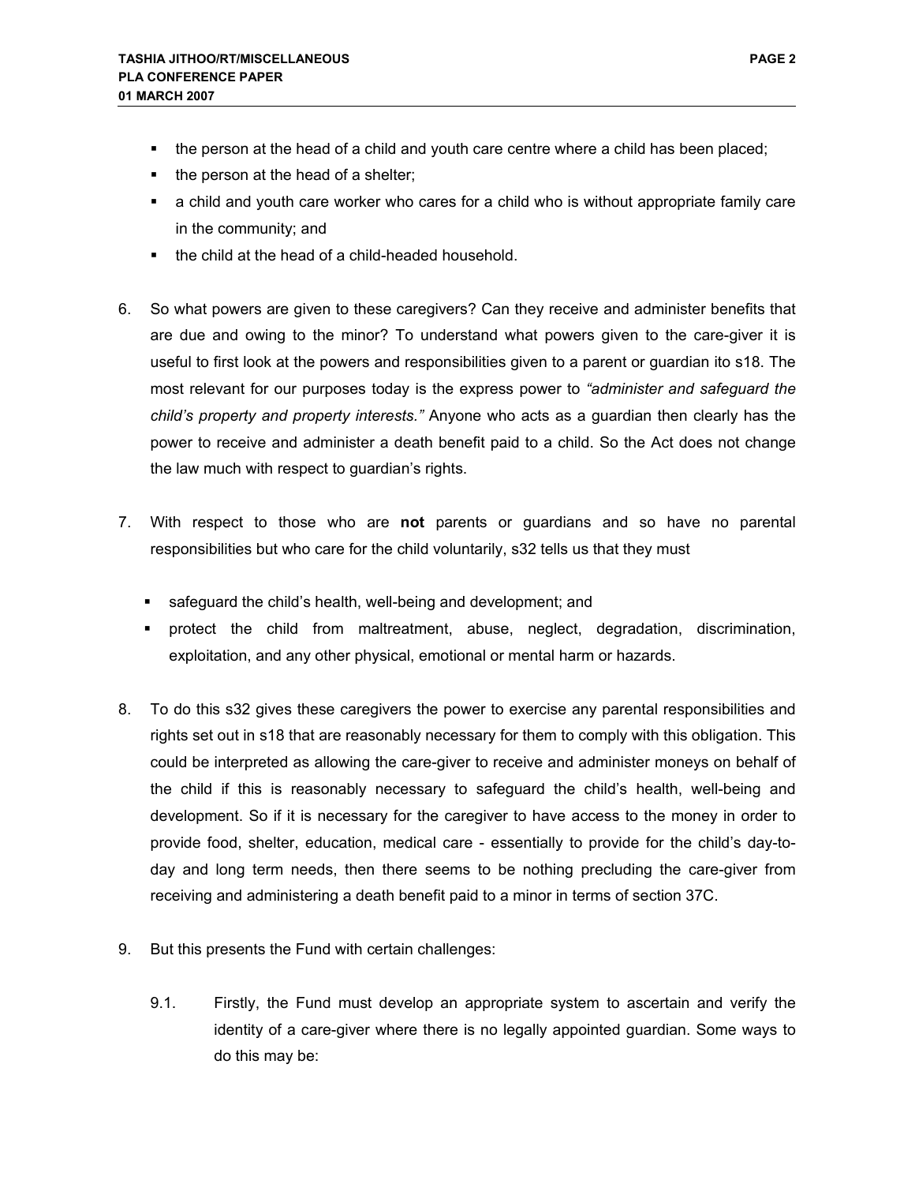- the person at the head of a child and youth care centre where a child has been placed;
- the person at the head of a shelter;
- a child and youth care worker who cares for a child who is without appropriate family care in the community; and
- the child at the head of a child-headed household.

6. So what powers are given to these caregivers? Can they receive and administer benefits that are due and owing to the minor? To understand what powers given to the care-giver it is useful to first look at the powers and responsibilities given to a parent or guardian ito s18. The most relevant for our purposes today is the express power to *"administer and safeguard the child's property and property interests."* Anyone who acts as a guardian then clearly has the power to receive and administer a death benefit paid to a child. So the Act does not change the law much with respect to guardian's rights.

7. With respect to those who are **not** parents or guardians and so have no parental responsibilities but who care for the child voluntarily, s32 tells us that they must

   - safeguard the child's health, well-being and development; and
   - protect the child from maltreatment, abuse, neglect, degradation, discrimination, exploitation, and any other physical, emotional or mental harm or hazards.

8. To do this s32 gives these caregivers the power to exercise any parental responsibilities and rights set out in s18 that are reasonably necessary for them to comply with this obligation. This could be interpreted as allowing the care-giver to receive and administer moneys on behalf of the child if this is reasonably necessary to safeguard the child's health, well-being and development. So if it is necessary for the caregiver to have access to the money in order to provide food, shelter, education, medical care - essentially to provide for the child's day-to-day and long term needs, then there seems to be nothing precluding the care-giver from receiving and administering a death benefit paid to a minor in terms of section 37C.

9. But this presents the Fund with certain challenges:

   9.1. Firstly, the Fund must develop an appropriate system to ascertain and verify the identity of a care-giver where there is no legally appointed guardian. Some ways to do this may be: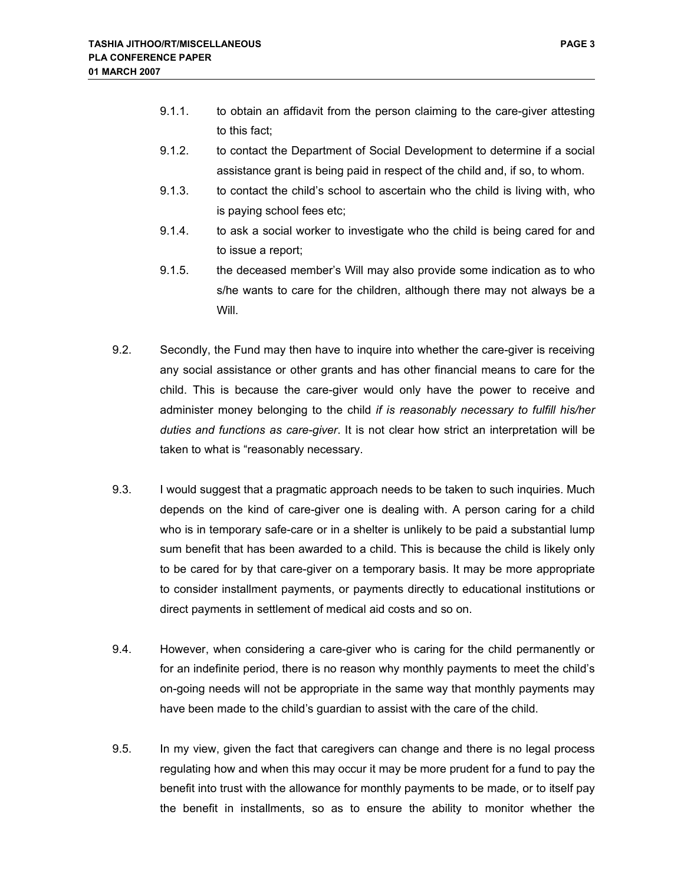- 9.1.1. to obtain an affidavit from the person claiming to the care-giver attesting to this fact;
- 9.1.2. to contact the Department of Social Development to determine if a social assistance grant is being paid in respect of the child and, if so, to whom.
- 9.1.3. to contact the child's school to ascertain who the child is living with, who is paying school fees etc;
- 9.1.4. to ask a social worker to investigate who the child is being cared for and to issue a report;
- 9.1.5. the deceased member's Will may also provide some indication as to who s/he wants to care for the children, although there may not always be a Will.

9.2. Secondly, the Fund may then have to inquire into whether the care-giver is receiving any social assistance or other grants and has other financial means to care for the child. This is because the care-giver would only have the power to receive and administer money belonging to the child *if is reasonably necessary to fulfill his/her duties and functions as care-giver*. It is not clear how strict an interpretation will be taken to what is "reasonably necessary.

9.3. I would suggest that a pragmatic approach needs to be taken to such inquiries. Much depends on the kind of care-giver one is dealing with. A person caring for a child who is in temporary safe-care or in a shelter is unlikely to be paid a substantial lump sum benefit that has been awarded to a child. This is because the child is likely only to be cared for by that care-giver on a temporary basis. It may be more appropriate to consider installment payments, or payments directly to educational institutions or direct payments in settlement of medical aid costs and so on.

9.4. However, when considering a care-giver who is caring for the child permanently or for an indefinite period, there is no reason why monthly payments to meet the child's on-going needs will not be appropriate in the same way that monthly payments may have been made to the child's guardian to assist with the care of the child.

9.5. In my view, given the fact that caregivers can change and there is no legal process regulating how and when this may occur it may be more prudent for a fund to pay the benefit into trust with the allowance for monthly payments to be made, or to itself pay the benefit in installments, so as to ensure the ability to monitor whether the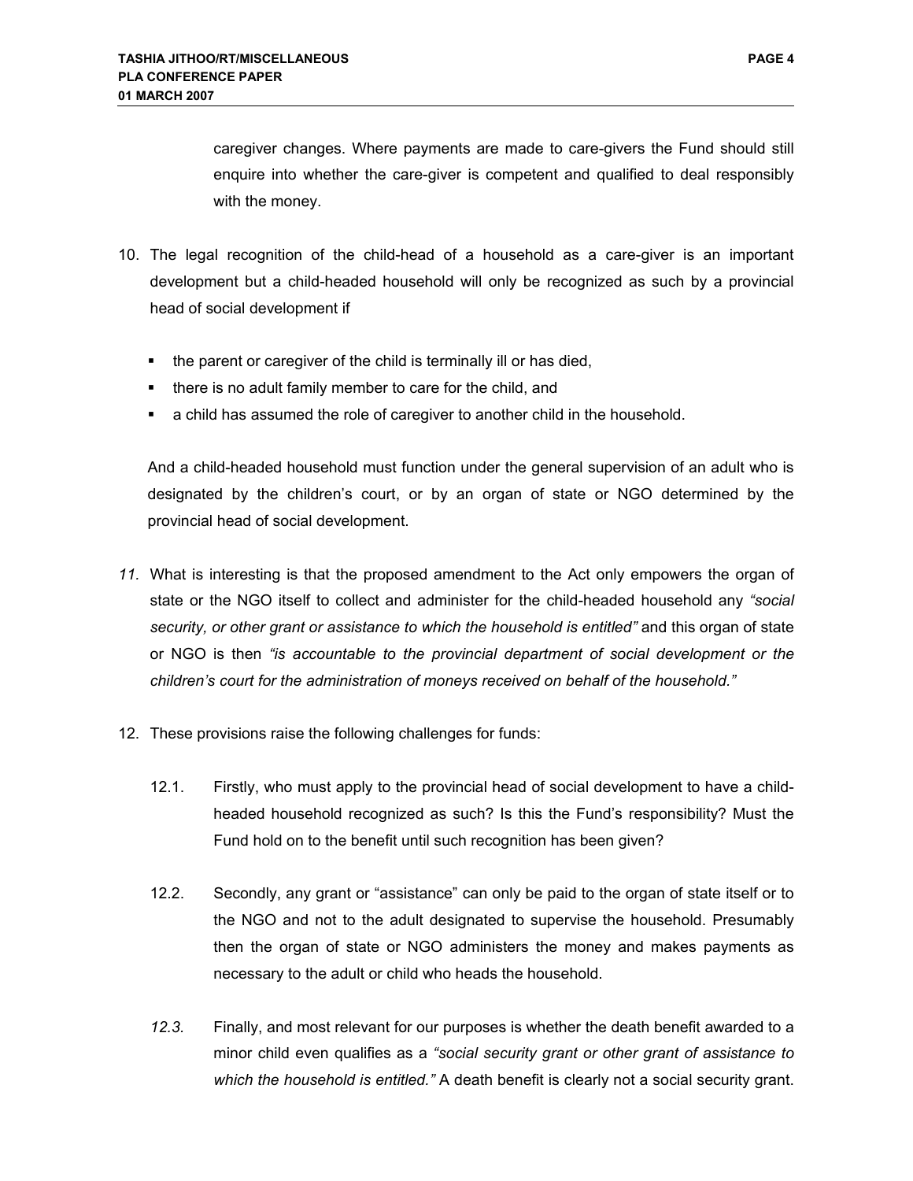caregiver changes. Where payments are made to care-givers the Fund should still enquire into whether the care-giver is competent and qualified to deal responsibly with the money.

10. The legal recognition of the child-head of a household as a care-giver is an important development but a child-headed household will only be recognized as such by a provincial head of social development if

    - the parent or caregiver of the child is terminally ill or has died,
    - there is no adult family member to care for the child, and
    - a child has assumed the role of caregiver to another child in the household.

    And a child-headed household must function under the general supervision of an adult who is designated by the children's court, or by an organ of state or NGO determined by the provincial head of social development.

*11.* What is interesting is that the proposed amendment to the Act only empowers the organ of state or the NGO itself to collect and administer for the child-headed household any *"social security, or other grant or assistance to which the household is entitled"* and this organ of state or NGO is then *"is accountable to the provincial department of social development or the children's court for the administration of moneys received on behalf of the household."*

12. These provisions raise the following challenges for funds:

    12.1. Firstly, who must apply to the provincial head of social development to have a child-headed household recognized as such? Is this the Fund's responsibility? Must the Fund hold on to the benefit until such recognition has been given?

    12.2. Secondly, any grant or "assistance" can only be paid to the organ of state itself or to the NGO and not to the adult designated to supervise the household. Presumably then the organ of state or NGO administers the money and makes payments as necessary to the adult or child who heads the household.

    *12.3.* Finally, and most relevant for our purposes is whether the death benefit awarded to a minor child even qualifies as a *"social security grant or other grant of assistance to which the household is entitled."* A death benefit is clearly not a social security grant.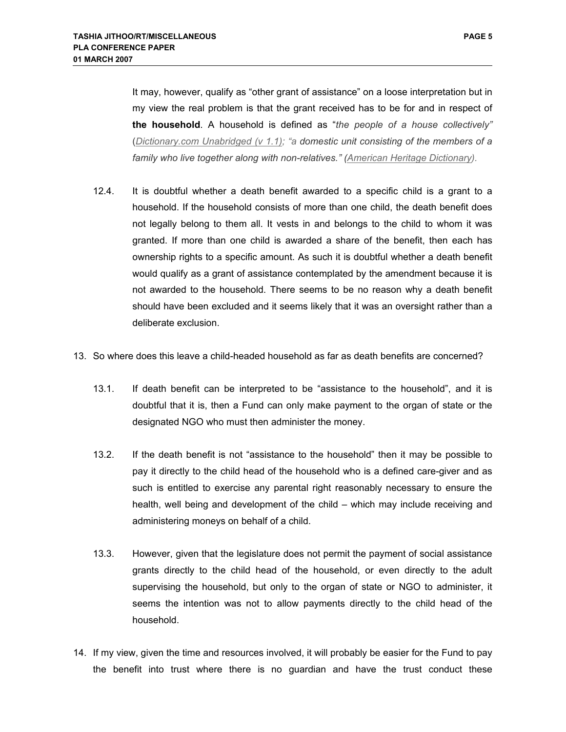It may, however, qualify as "other grant of assistance" on a loose interpretation but in my view the real problem is that the grant received has to be for and in respect of **the household**. A household is defined as "*the people of a house collectively"* (Dictionary.com Unabridged (v 1.1); *"a domestic unit consisting of the members of a family who live together along with non-relatives." (American Heritage Dictionary).*

12.4. It is doubtful whether a death benefit awarded to a specific child is a grant to a household. If the household consists of more than one child, the death benefit does not legally belong to them all. It vests in and belongs to the child to whom it was granted. If more than one child is awarded a share of the benefit, then each has ownership rights to a specific amount. As such it is doubtful whether a death benefit would qualify as a grant of assistance contemplated by the amendment because it is not awarded to the household. There seems to be no reason why a death benefit should have been excluded and it seems likely that it was an oversight rather than a deliberate exclusion.

13. So where does this leave a child-headed household as far as death benefits are concerned?

13.1. If death benefit can be interpreted to be "assistance to the household", and it is doubtful that it is, then a Fund can only make payment to the organ of state or the designated NGO who must then administer the money.

13.2. If the death benefit is not "assistance to the household" then it may be possible to pay it directly to the child head of the household who is a defined care-giver and as such is entitled to exercise any parental right reasonably necessary to ensure the health, well being and development of the child – which may include receiving and administering moneys on behalf of a child.

13.3. However, given that the legislature does not permit the payment of social assistance grants directly to the child head of the household, or even directly to the adult supervising the household, but only to the organ of state or NGO to administer, it seems the intention was not to allow payments directly to the child head of the household.

14. If my view, given the time and resources involved, it will probably be easier for the Fund to pay the benefit into trust where there is no guardian and have the trust conduct these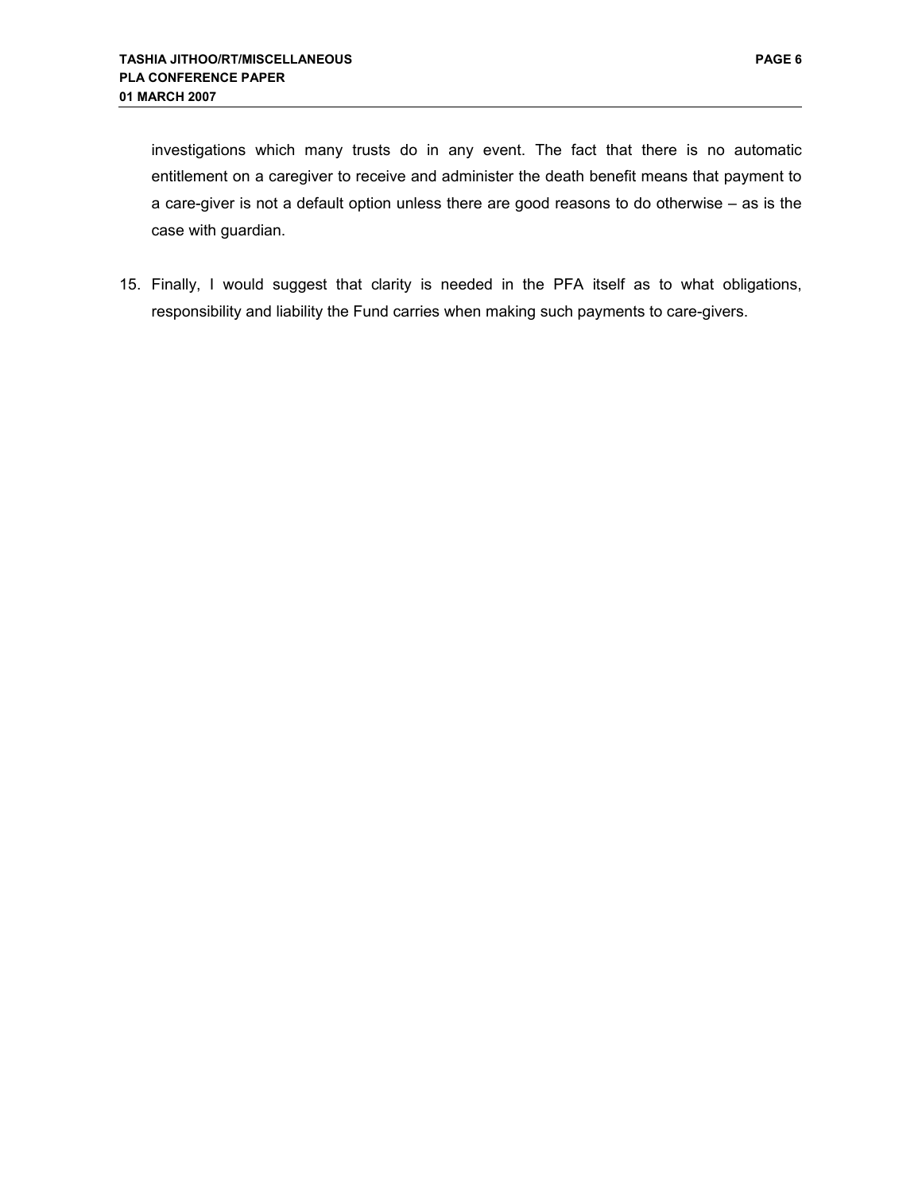investigations which many trusts do in any event. The fact that there is no automatic entitlement on a caregiver to receive and administer the death benefit means that payment to a care-giver is not a default option unless there are good reasons to do otherwise – as is the case with guardian.

15. Finally, I would suggest that clarity is needed in the PFA itself as to what obligations, responsibility and liability the Fund carries when making such payments to care-givers.